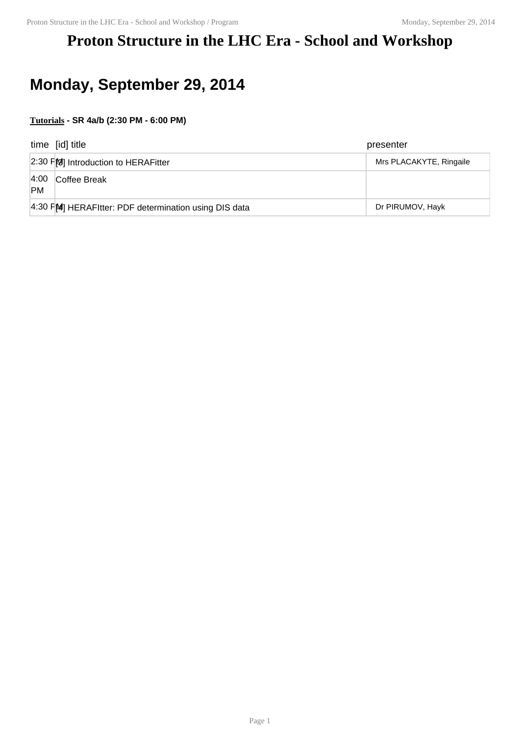# Proton Structure in the LHC Era - School and Workshop

## Monday, September 29, 2014

**Tutorials - SR 4a/b (2:30 PM - 6:00 PM)**

| time | [id] title | presenter |
|---|---|---|
| 2:30 PM | [3] Introduction to HERAFitter | Mrs PLACAKYTE, Ringaile |
| 4:00 PM | Coffee Break | |
| 4:30 PM | [4] HERAFItter: PDF determination using DIS data | Dr PIRUMOV, Hayk |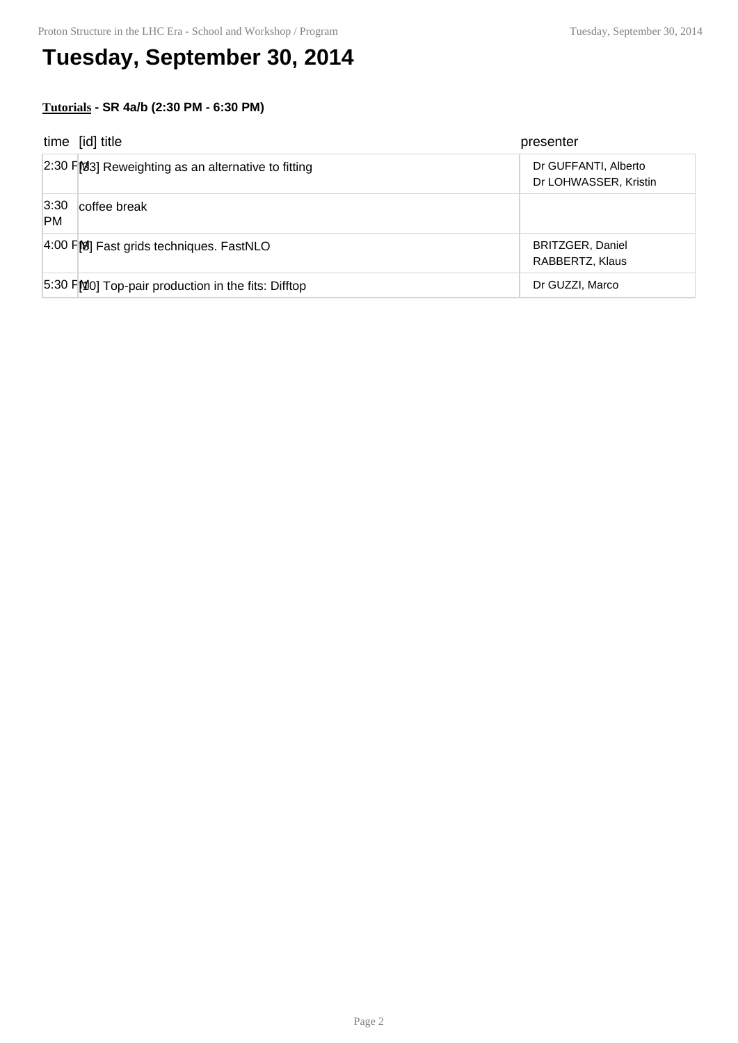# Tuesday, September 30, 2014

**Tutorials - SR 4a/b (2:30 PM - 6:30 PM)**

| time | [id] title | presenter |
|---|---|---|
| 2:30 PM | [93] Reweighting as an alternative to fitting | Dr GUFFANTI, Alberto<br>Dr LOHWASSER, Kristin |
| 3:30 PM | coffee break | |
| 4:00 PM | [8] Fast grids techniques. FastNLO | BRITZGER, Daniel<br>RABBERTZ, Klaus |
| 5:30 PM | [10] Top-pair production in the fits: Difftop | Dr GUZZI, Marco |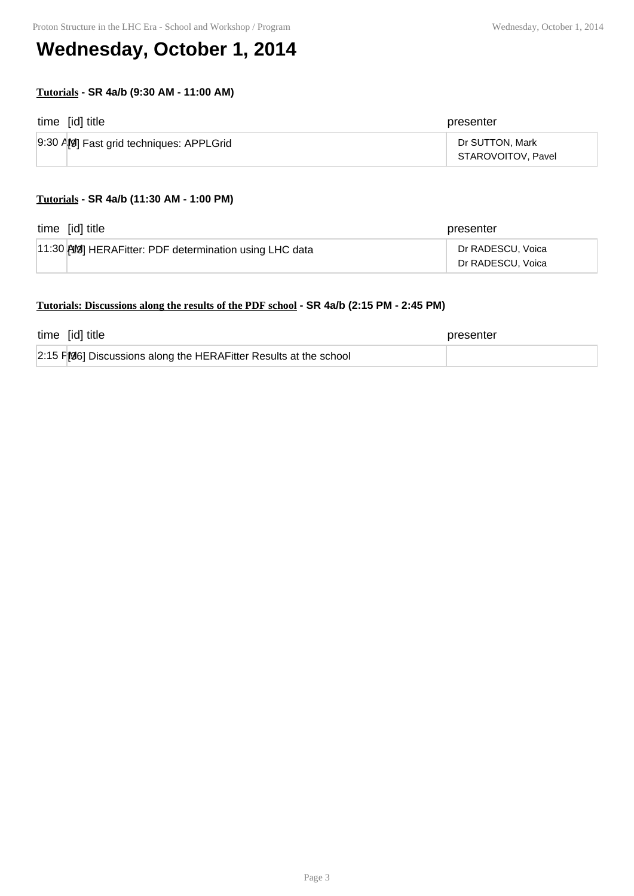# Wednesday, October 1, 2014

**Tutorials - SR 4a/b (9:30 AM - 11:00 AM)**

| time | [id] title | presenter |
|---|---|---|
| 9:30 AM | [9] Fast grid techniques: APPLGrid | Dr SUTTON, Mark<br>STAROVOITOV, Pavel |

**Tutorials - SR 4a/b (11:30 AM - 1:00 PM)**

| time | [id] title | presenter |
|---|---|---|
| 11:30 AM | [13] HERAFitter: PDF determination using LHC data | Dr RADESCU, Voica<br>Dr RADESCU, Voica |

**Tutorials: Discussions along the results of the PDF school - SR 4a/b (2:15 PM - 2:45 PM)**

| time | [id] title | presenter |
|---|---|---|
| 2:15 PM | [36] Discussions along the HERAFitter Results at the school | |